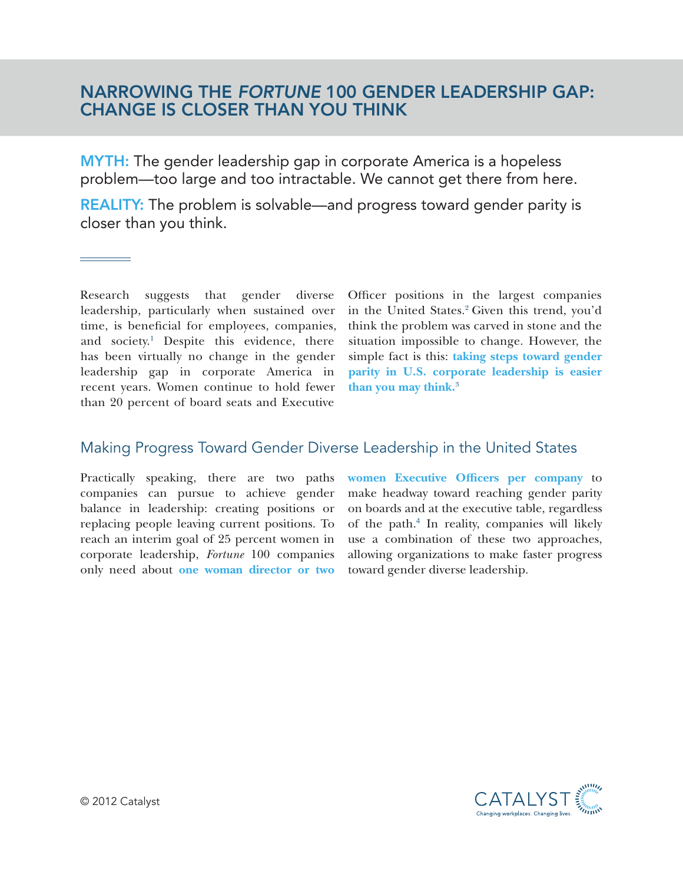# NARROWING THE *FORTUNE* 100 GENDER LEADERSHIP GAP: CHANGE IS CLOSER THAN YOU THINK

**MYTH:** The gender leadership gap in corporate America is a hopeless problem—too large and too intractable. We cannot get there from here.

**REALITY:** The problem is solvable—and progress toward gender parity is closer than you think.

Research suggests that gender diverse leadership, particularly when sustained over time, is beneficial for employees, companies, and society.[1] Despite this evidence, there has been virtually no change in the gender leadership gap in corporate America in recent years. Women continue to hold fewer than 20 percent of board seats and Executive Officer positions in the largest companies in the United States.[2] Given this trend, you'd think the problem was carved in stone and the situation impossible to change. However, the simple fact is this: **taking steps toward gender parity in U.S. corporate leadership is easier than you may think.**[3]

## Making Progress Toward Gender Diverse Leadership in the United States

Practically speaking, there are two paths companies can pursue to achieve gender balance in leadership: creating positions or replacing people leaving current positions. To reach an interim goal of 25 percent women in corporate leadership, *Fortune* 100 companies only need about **one woman director or two women Executive Officers per company** to make headway toward reaching gender parity on boards and at the executive table, regardless of the path.[4] In reality, companies will likely use a combination of these two approaches, allowing organizations to make faster progress toward gender diverse leadership.

© 2012 Catalyst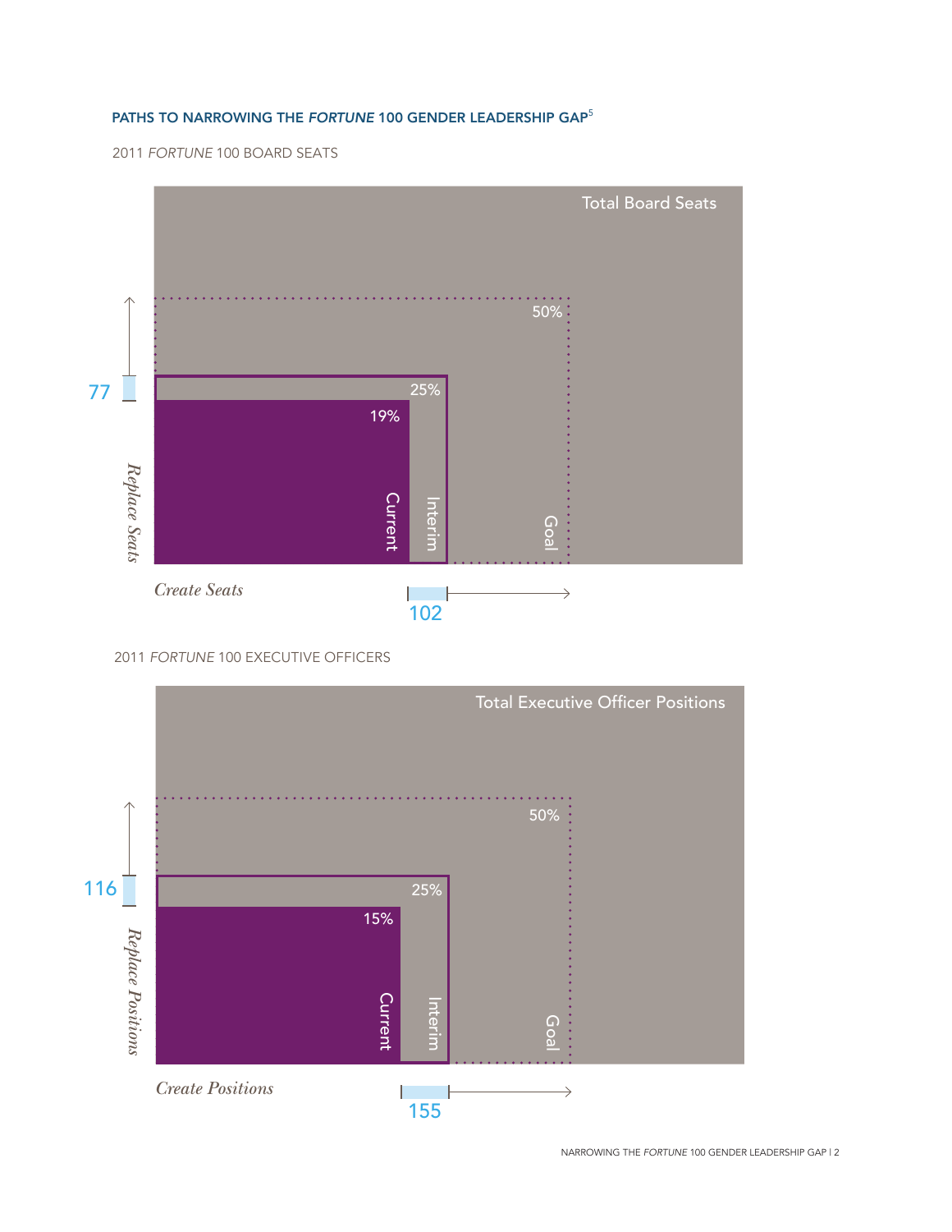## PATHS TO NARROWING THE *FORTUNE* 100 GENDER LEADERSHIP GAP[5]

2011 *FORTUNE* 100 BOARD SEATS

Total Board Seats

50%

25%

19%

77

*Replace Seats*

Current

Interim

Goal

*Create Seats*

102

2011 *FORTUNE* 100 EXECUTIVE OFFICERS

Total Executive Officer Positions

50%

25%

15%

116

*Replace Positions*

Current

Interim

Goal

*Create Positions*

155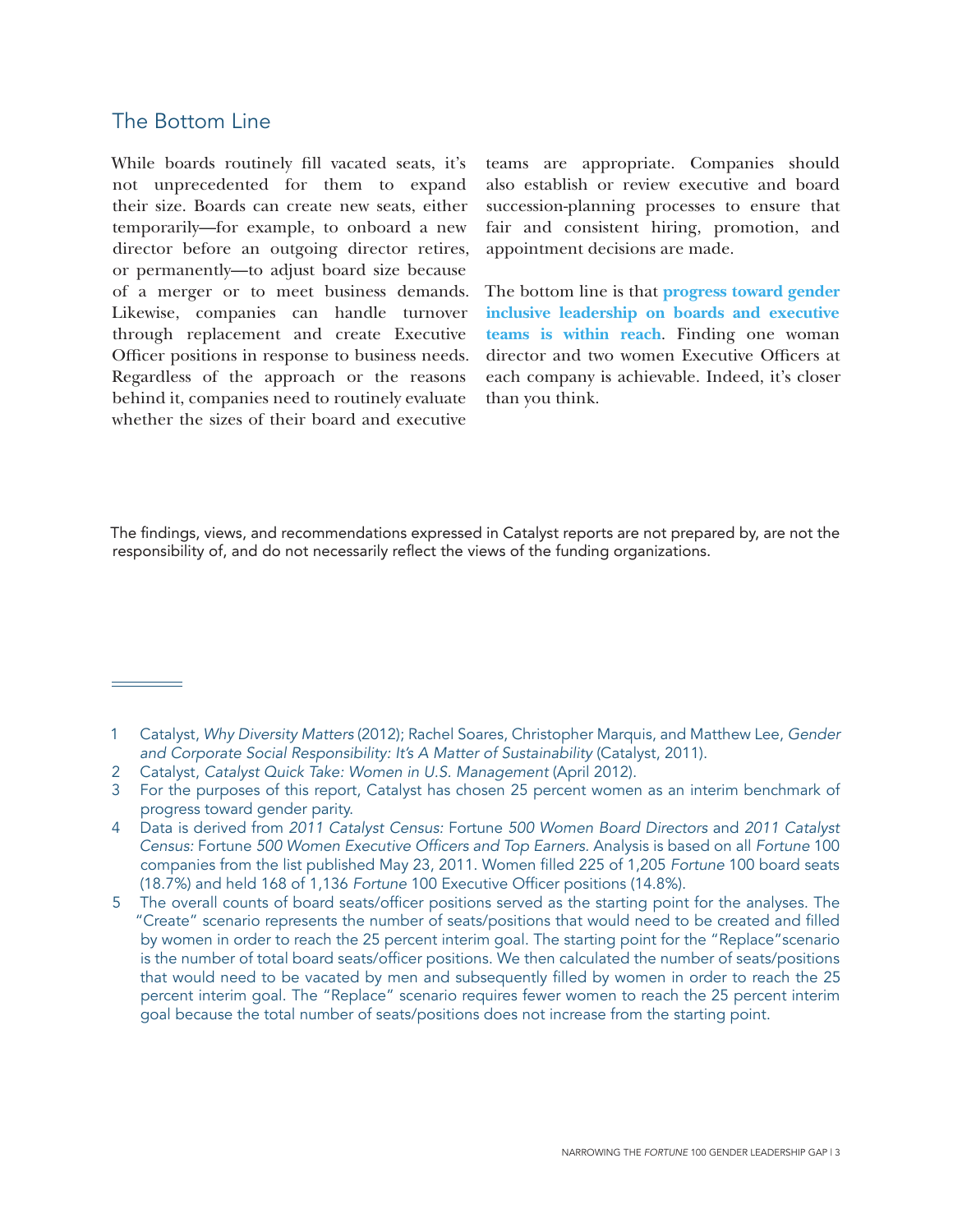## The Bottom Line

While boards routinely fill vacated seats, it's not unprecedented for them to expand their size. Boards can create new seats, either temporarily—for example, to onboard a new director before an outgoing director retires, or permanently—to adjust board size because of a merger or to meet business demands. Likewise, companies can handle turnover through replacement and create Executive Officer positions in response to business needs. Regardless of the approach or the reasons behind it, companies need to routinely evaluate whether the sizes of their board and executive teams are appropriate. Companies should also establish or review executive and board succession-planning processes to ensure that fair and consistent hiring, promotion, and appointment decisions are made.

The bottom line is that **progress toward gender inclusive leadership on boards and executive teams is within reach**. Finding one woman director and two women Executive Officers at each company is achievable. Indeed, it's closer than you think.

The findings, views, and recommendations expressed in Catalyst reports are not prepared by, are not the responsibility of, and do not necessarily reflect the views of the funding organizations.

---

1. Catalyst, *Why Diversity Matters* (2012); Rachel Soares, Christopher Marquis, and Matthew Lee, *Gender and Corporate Social Responsibility: It's A Matter of Sustainability* (Catalyst, 2011).
2. Catalyst, *Catalyst Quick Take: Women in U.S. Management* (April 2012).
3. For the purposes of this report, Catalyst has chosen 25 percent women as an interim benchmark of progress toward gender parity.
4. Data is derived from *2011 Catalyst Census:* Fortune *500 Women Board Directors* and *2011 Catalyst Census:* Fortune *500 Women Executive Officers and Top Earners*. Analysis is based on all *Fortune* 100 companies from the list published May 23, 2011. Women filled 225 of 1,205 *Fortune* 100 board seats (18.7%) and held 168 of 1,136 *Fortune* 100 Executive Officer positions (14.8%).
5. The overall counts of board seats/officer positions served as the starting point for the analyses. The "Create" scenario represents the number of seats/positions that would need to be created and filled by women in order to reach the 25 percent interim goal. The starting point for the "Replace" scenario is the number of total board seats/officer positions. We then calculated the number of seats/positions that would need to be vacated by men and subsequently filled by women in order to reach the 25 percent interim goal. The "Replace" scenario requires fewer women to reach the 25 percent interim goal because the total number of seats/positions does not increase from the starting point.